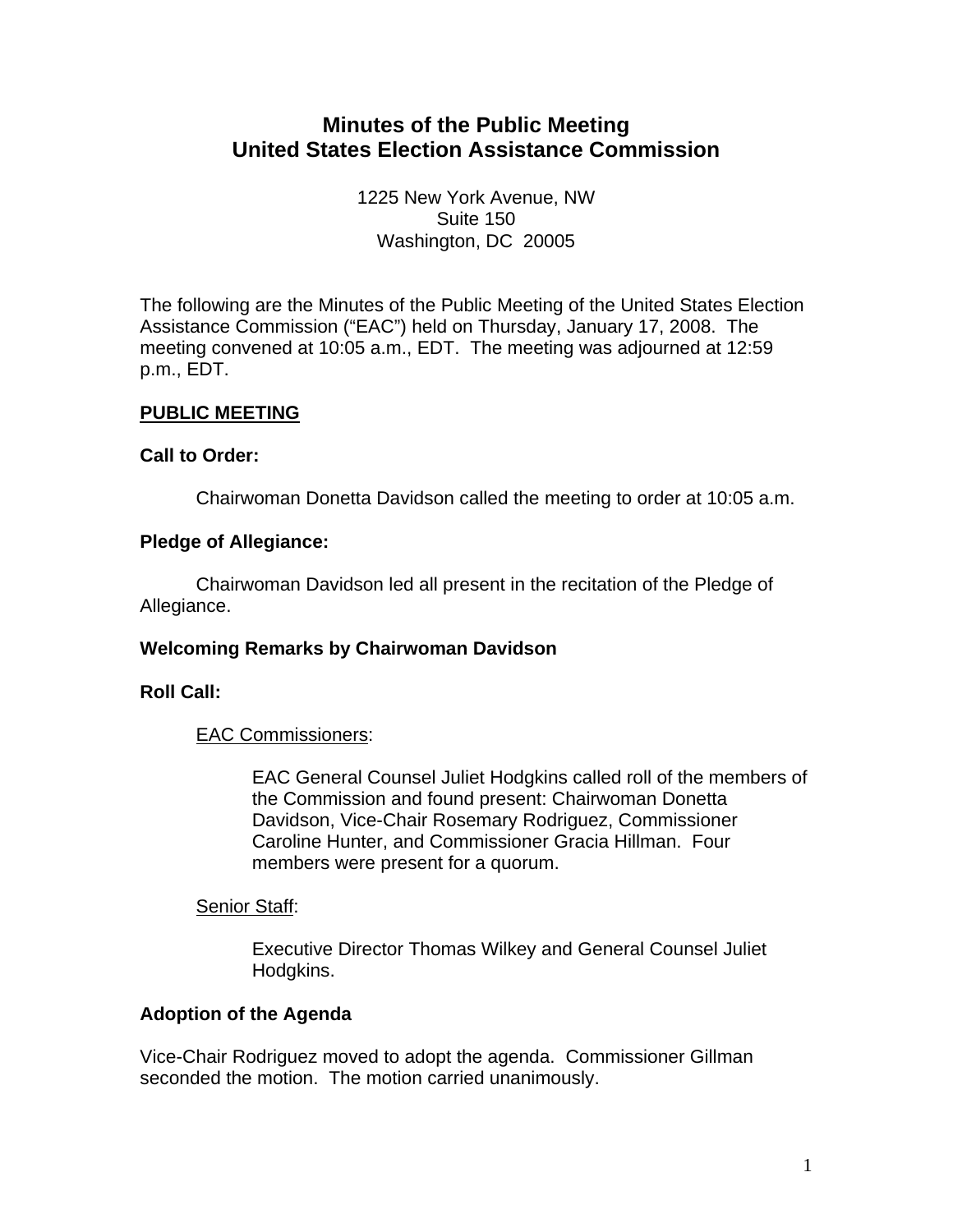# Minutes of the Public Meeting
# United States Election Assistance Commission

1225 New York Avenue, NW
Suite 150
Washington, DC 20005

The following are the Minutes of the Public Meeting of the United States Election Assistance Commission ("EAC") held on Thursday, January 17, 2008. The meeting convened at 10:05 a.m., EDT. The meeting was adjourned at 12:59 p.m., EDT.

## PUBLIC MEETING

### Call to Order:

Chairwoman Donetta Davidson called the meeting to order at 10:05 a.m.

### Pledge of Allegiance:

Chairwoman Davidson led all present in the recitation of the Pledge of Allegiance.

### Welcoming Remarks by Chairwoman Davidson

### Roll Call:

EAC Commissioners:

EAC General Counsel Juliet Hodgkins called roll of the members of the Commission and found present: Chairwoman Donetta Davidson, Vice-Chair Rosemary Rodriguez, Commissioner Caroline Hunter, and Commissioner Gracia Hillman. Four members were present for a quorum.

Senior Staff:

Executive Director Thomas Wilkey and General Counsel Juliet Hodgkins.

### Adoption of the Agenda

Vice-Chair Rodriguez moved to adopt the agenda. Commissioner Gillman seconded the motion. The motion carried unanimously.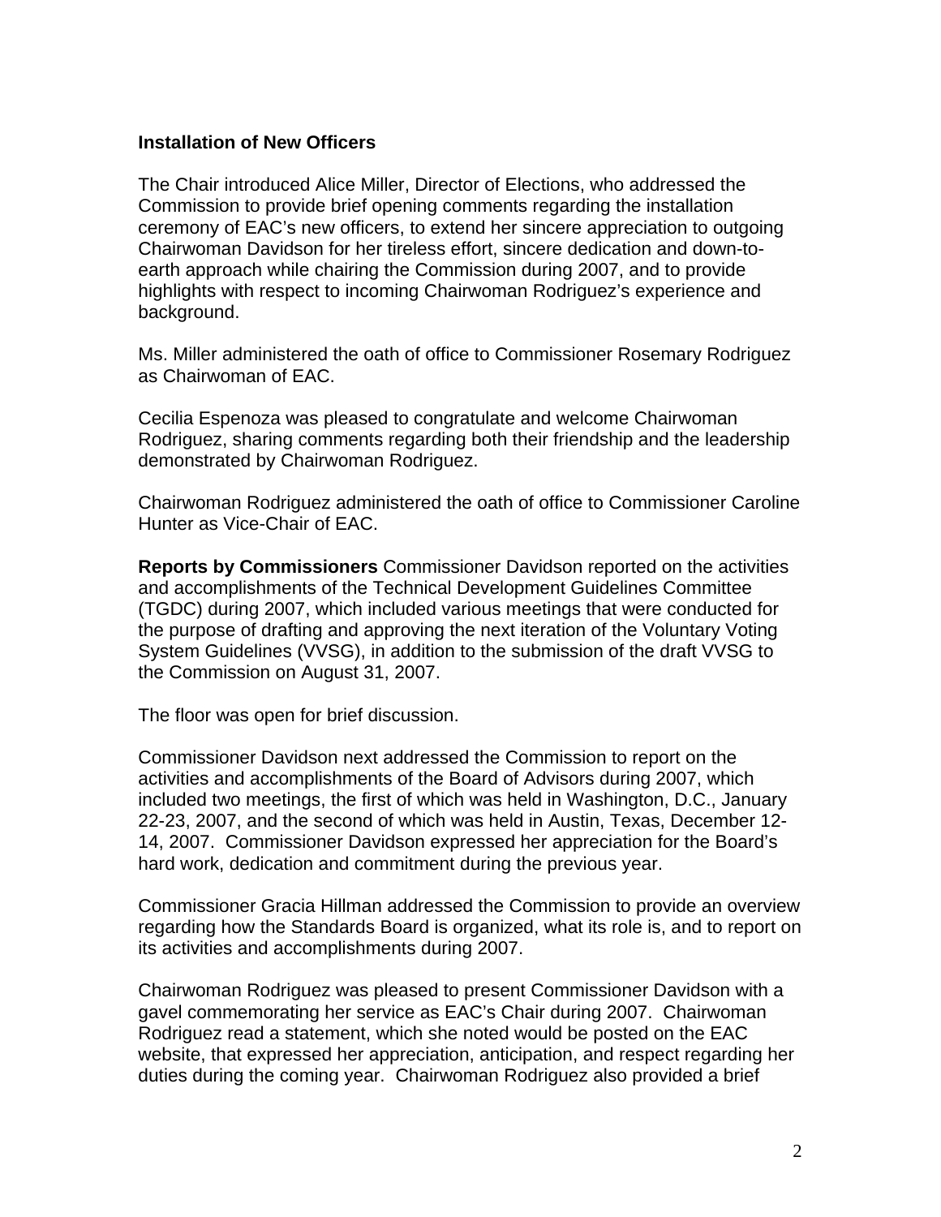**Installation of New Officers**

The Chair introduced Alice Miller, Director of Elections, who addressed the Commission to provide brief opening comments regarding the installation ceremony of EAC's new officers, to extend her sincere appreciation to outgoing Chairwoman Davidson for her tireless effort, sincere dedication and down-to-earth approach while chairing the Commission during 2007, and to provide highlights with respect to incoming Chairwoman Rodriguez's experience and background.

Ms. Miller administered the oath of office to Commissioner Rosemary Rodriguez as Chairwoman of EAC.

Cecilia Espenoza was pleased to congratulate and welcome Chairwoman Rodriguez, sharing comments regarding both their friendship and the leadership demonstrated by Chairwoman Rodriguez.

Chairwoman Rodriguez administered the oath of office to Commissioner Caroline Hunter as Vice-Chair of EAC.

**Reports by Commissioners** Commissioner Davidson reported on the activities and accomplishments of the Technical Development Guidelines Committee (TGDC) during 2007, which included various meetings that were conducted for the purpose of drafting and approving the next iteration of the Voluntary Voting System Guidelines (VVSG), in addition to the submission of the draft VVSG to the Commission on August 31, 2007.

The floor was open for brief discussion.

Commissioner Davidson next addressed the Commission to report on the activities and accomplishments of the Board of Advisors during 2007, which included two meetings, the first of which was held in Washington, D.C., January 22-23, 2007, and the second of which was held in Austin, Texas, December 12-14, 2007. Commissioner Davidson expressed her appreciation for the Board's hard work, dedication and commitment during the previous year.

Commissioner Gracia Hillman addressed the Commission to provide an overview regarding how the Standards Board is organized, what its role is, and to report on its activities and accomplishments during 2007.

Chairwoman Rodriguez was pleased to present Commissioner Davidson with a gavel commemorating her service as EAC's Chair during 2007. Chairwoman Rodriguez read a statement, which she noted would be posted on the EAC website, that expressed her appreciation, anticipation, and respect regarding her duties during the coming year. Chairwoman Rodriguez also provided a brief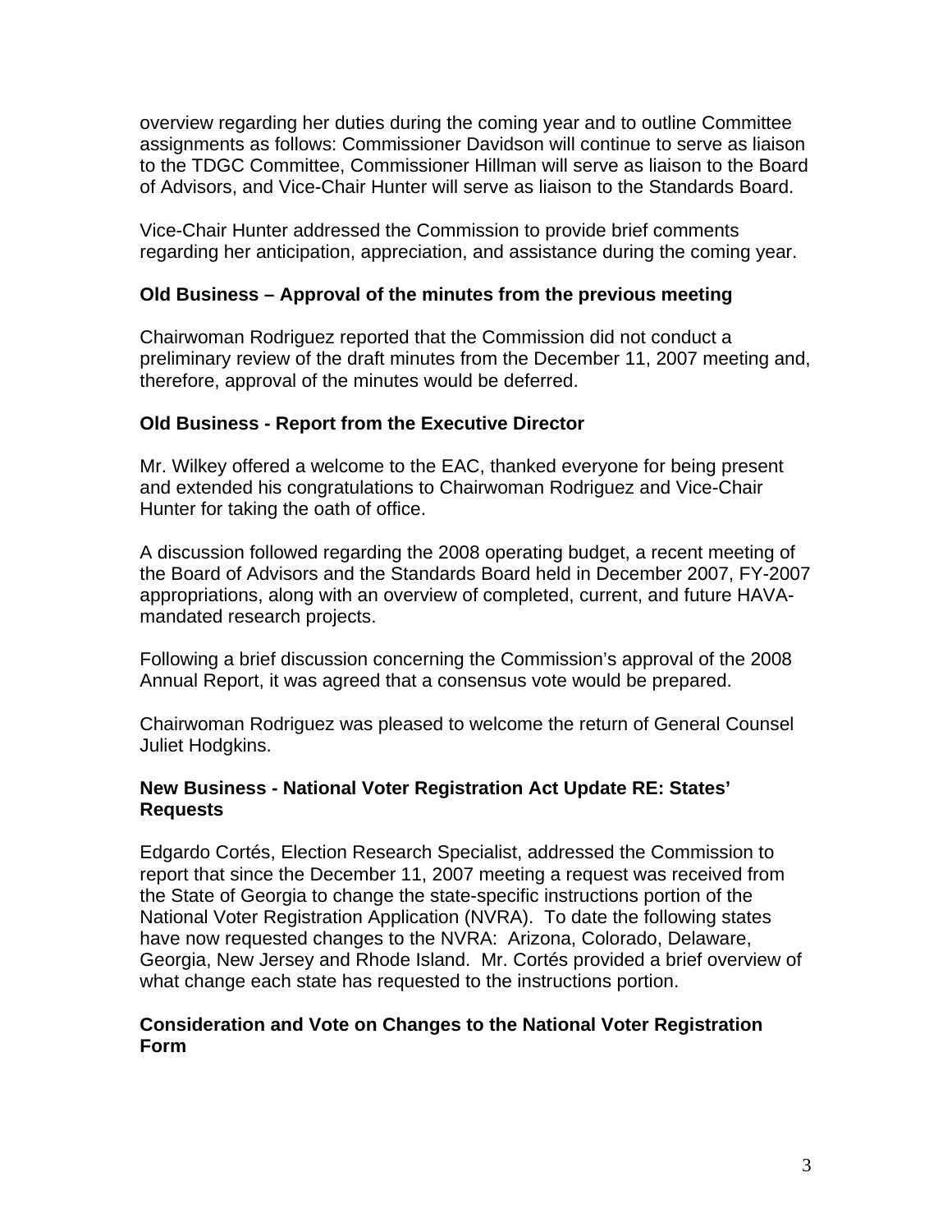overview regarding her duties during the coming year and to outline Committee assignments as follows: Commissioner Davidson will continue to serve as liaison to the TDGC Committee, Commissioner Hillman will serve as liaison to the Board of Advisors, and Vice-Chair Hunter will serve as liaison to the Standards Board.

Vice-Chair Hunter addressed the Commission to provide brief comments regarding her anticipation, appreciation, and assistance during the coming year.

**Old Business – Approval of the minutes from the previous meeting**

Chairwoman Rodriguez reported that the Commission did not conduct a preliminary review of the draft minutes from the December 11, 2007 meeting and, therefore, approval of the minutes would be deferred.

**Old Business - Report from the Executive Director**

Mr. Wilkey offered a welcome to the EAC, thanked everyone for being present and extended his congratulations to Chairwoman Rodriguez and Vice-Chair Hunter for taking the oath of office.

A discussion followed regarding the 2008 operating budget, a recent meeting of the Board of Advisors and the Standards Board held in December 2007, FY-2007 appropriations, along with an overview of completed, current, and future HAVA-mandated research projects.

Following a brief discussion concerning the Commission's approval of the 2008 Annual Report, it was agreed that a consensus vote would be prepared.

Chairwoman Rodriguez was pleased to welcome the return of General Counsel Juliet Hodgkins.

**New Business - National Voter Registration Act Update RE: States' Requests**

Edgardo Cortés, Election Research Specialist, addressed the Commission to report that since the December 11, 2007 meeting a request was received from the State of Georgia to change the state-specific instructions portion of the National Voter Registration Application (NVRA). To date the following states have now requested changes to the NVRA: Arizona, Colorado, Delaware, Georgia, New Jersey and Rhode Island. Mr. Cortés provided a brief overview of what change each state has requested to the instructions portion.

**Consideration and Vote on Changes to the National Voter Registration Form**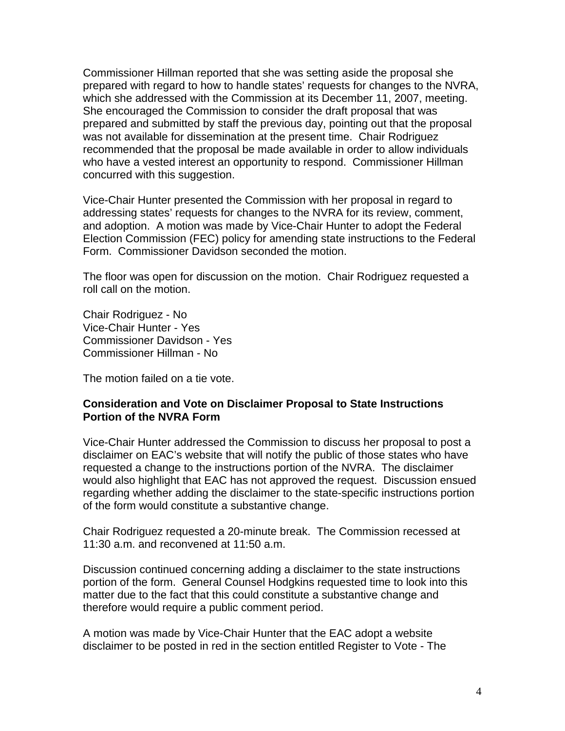Commissioner Hillman reported that she was setting aside the proposal she prepared with regard to how to handle states' requests for changes to the NVRA, which she addressed with the Commission at its December 11, 2007, meeting. She encouraged the Commission to consider the draft proposal that was prepared and submitted by staff the previous day, pointing out that the proposal was not available for dissemination at the present time. Chair Rodriguez recommended that the proposal be made available in order to allow individuals who have a vested interest an opportunity to respond. Commissioner Hillman concurred with this suggestion.

Vice-Chair Hunter presented the Commission with her proposal in regard to addressing states' requests for changes to the NVRA for its review, comment, and adoption. A motion was made by Vice-Chair Hunter to adopt the Federal Election Commission (FEC) policy for amending state instructions to the Federal Form. Commissioner Davidson seconded the motion.

The floor was open for discussion on the motion. Chair Rodriguez requested a roll call on the motion.

Chair Rodriguez - No
Vice-Chair Hunter - Yes
Commissioner Davidson - Yes
Commissioner Hillman - No

The motion failed on a tie vote.

**Consideration and Vote on Disclaimer Proposal to State Instructions Portion of the NVRA Form**

Vice-Chair Hunter addressed the Commission to discuss her proposal to post a disclaimer on EAC's website that will notify the public of those states who have requested a change to the instructions portion of the NVRA. The disclaimer would also highlight that EAC has not approved the request. Discussion ensued regarding whether adding the disclaimer to the state-specific instructions portion of the form would constitute a substantive change.

Chair Rodriguez requested a 20-minute break. The Commission recessed at 11:30 a.m. and reconvened at 11:50 a.m.

Discussion continued concerning adding a disclaimer to the state instructions portion of the form. General Counsel Hodgkins requested time to look into this matter due to the fact that this could constitute a substantive change and therefore would require a public comment period.

A motion was made by Vice-Chair Hunter that the EAC adopt a website disclaimer to be posted in red in the section entitled Register to Vote - The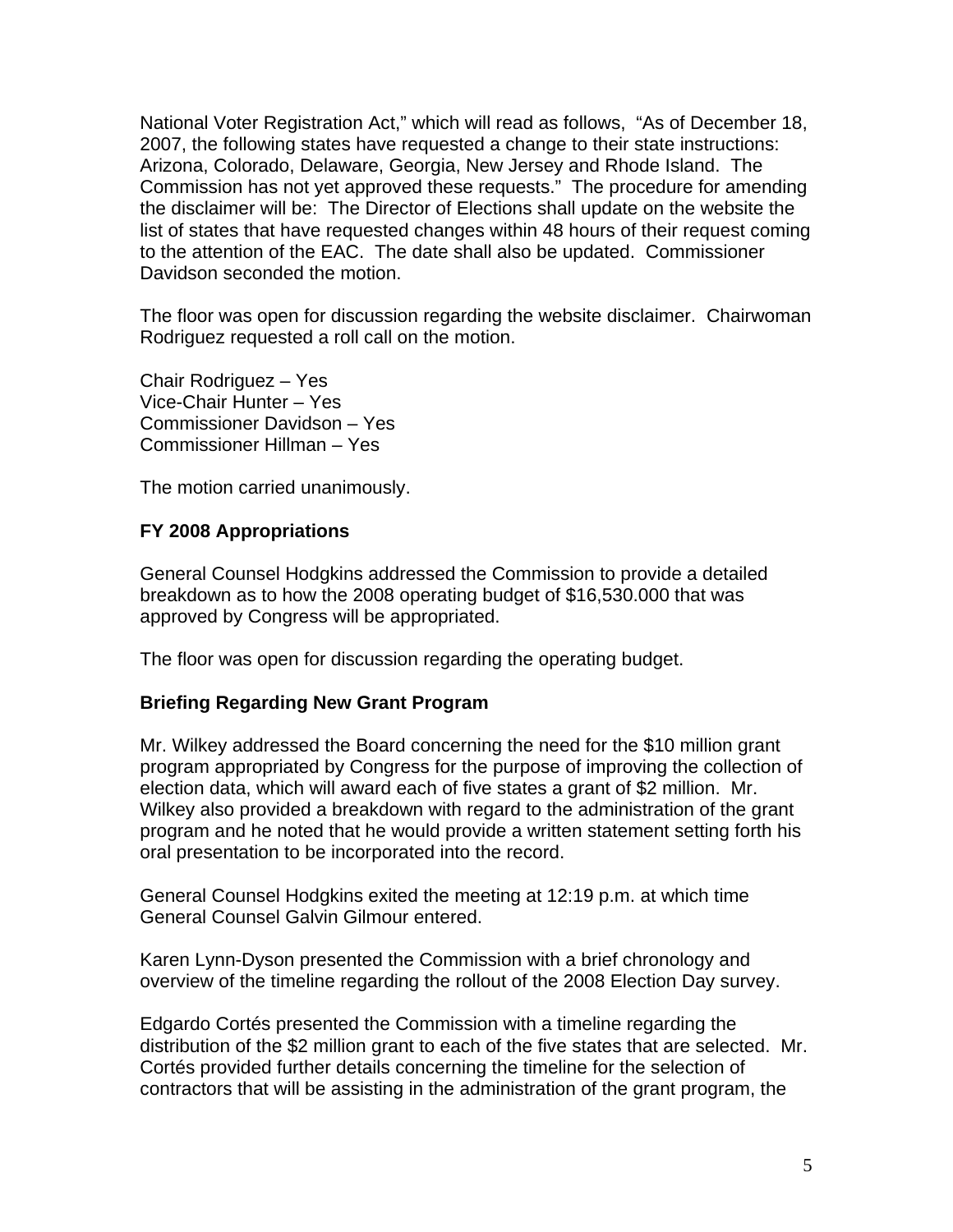National Voter Registration Act," which will read as follows, "As of December 18, 2007, the following states have requested a change to their state instructions: Arizona, Colorado, Delaware, Georgia, New Jersey and Rhode Island. The Commission has not yet approved these requests." The procedure for amending the disclaimer will be: The Director of Elections shall update on the website the list of states that have requested changes within 48 hours of their request coming to the attention of the EAC. The date shall also be updated. Commissioner Davidson seconded the motion.

The floor was open for discussion regarding the website disclaimer. Chairwoman Rodriguez requested a roll call on the motion.

Chair Rodriguez – Yes
Vice-Chair Hunter – Yes
Commissioner Davidson – Yes
Commissioner Hillman – Yes

The motion carried unanimously.

**FY 2008 Appropriations**

General Counsel Hodgkins addressed the Commission to provide a detailed breakdown as to how the 2008 operating budget of $16,530.000 that was approved by Congress will be appropriated.

The floor was open for discussion regarding the operating budget.

**Briefing Regarding New Grant Program**

Mr. Wilkey addressed the Board concerning the need for the $10 million grant program appropriated by Congress for the purpose of improving the collection of election data, which will award each of five states a grant of $2 million. Mr. Wilkey also provided a breakdown with regard to the administration of the grant program and he noted that he would provide a written statement setting forth his oral presentation to be incorporated into the record.

General Counsel Hodgkins exited the meeting at 12:19 p.m. at which time General Counsel Galvin Gilmour entered.

Karen Lynn-Dyson presented the Commission with a brief chronology and overview of the timeline regarding the rollout of the 2008 Election Day survey.

Edgardo Cortés presented the Commission with a timeline regarding the distribution of the $2 million grant to each of the five states that are selected. Mr. Cortés provided further details concerning the timeline for the selection of contractors that will be assisting in the administration of the grant program, the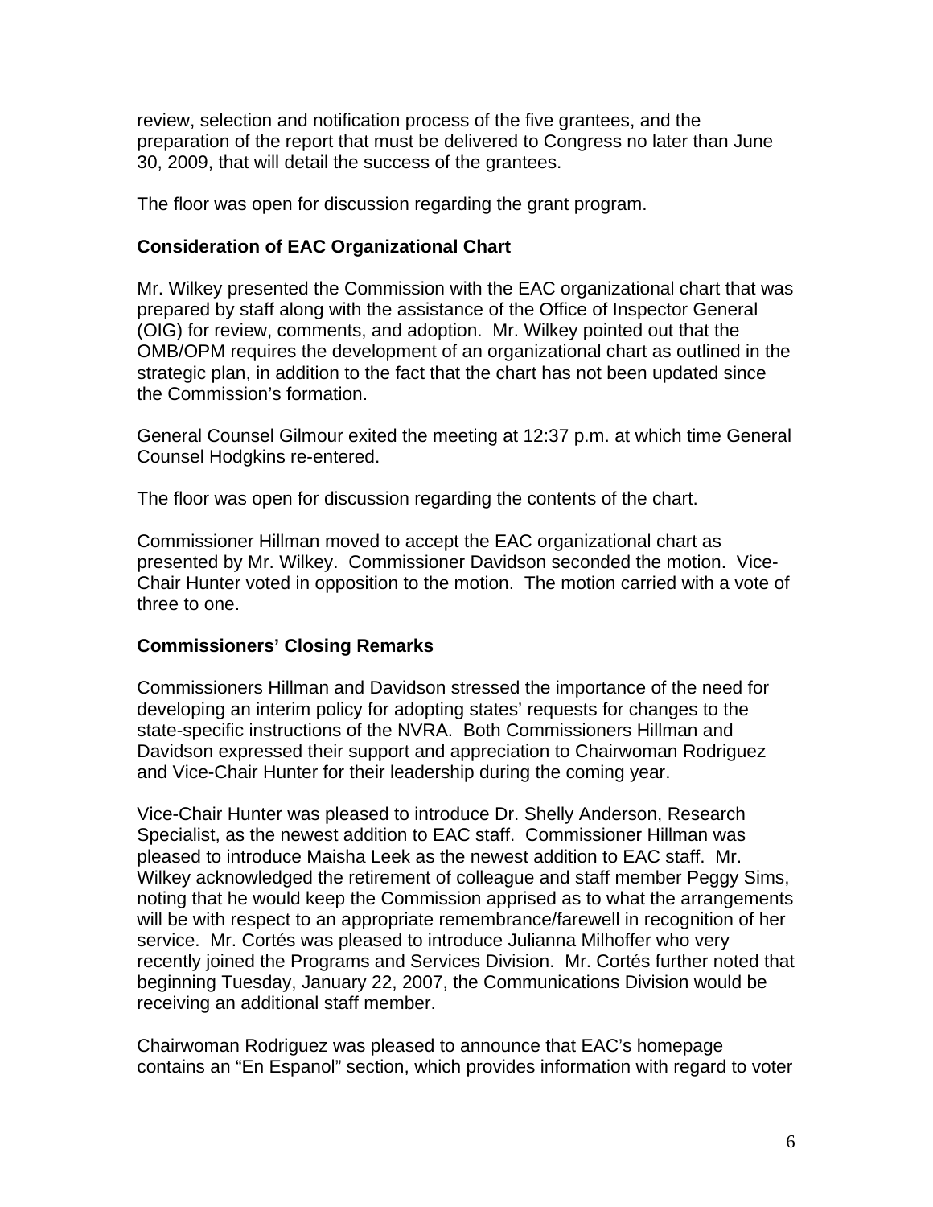review, selection and notification process of the five grantees, and the preparation of the report that must be delivered to Congress no later than June 30, 2009, that will detail the success of the grantees.

The floor was open for discussion regarding the grant program.

**Consideration of EAC Organizational Chart**

Mr. Wilkey presented the Commission with the EAC organizational chart that was prepared by staff along with the assistance of the Office of Inspector General (OIG) for review, comments, and adoption. Mr. Wilkey pointed out that the OMB/OPM requires the development of an organizational chart as outlined in the strategic plan, in addition to the fact that the chart has not been updated since the Commission's formation.

General Counsel Gilmour exited the meeting at 12:37 p.m. at which time General Counsel Hodgkins re-entered.

The floor was open for discussion regarding the contents of the chart.

Commissioner Hillman moved to accept the EAC organizational chart as presented by Mr. Wilkey. Commissioner Davidson seconded the motion. Vice-Chair Hunter voted in opposition to the motion. The motion carried with a vote of three to one.

**Commissioners' Closing Remarks**

Commissioners Hillman and Davidson stressed the importance of the need for developing an interim policy for adopting states' requests for changes to the state-specific instructions of the NVRA. Both Commissioners Hillman and Davidson expressed their support and appreciation to Chairwoman Rodriguez and Vice-Chair Hunter for their leadership during the coming year.

Vice-Chair Hunter was pleased to introduce Dr. Shelly Anderson, Research Specialist, as the newest addition to EAC staff. Commissioner Hillman was pleased to introduce Maisha Leek as the newest addition to EAC staff. Mr. Wilkey acknowledged the retirement of colleague and staff member Peggy Sims, noting that he would keep the Commission apprised as to what the arrangements will be with respect to an appropriate remembrance/farewell in recognition of her service. Mr. Cortés was pleased to introduce Julianna Milhoffer who very recently joined the Programs and Services Division. Mr. Cortés further noted that beginning Tuesday, January 22, 2007, the Communications Division would be receiving an additional staff member.

Chairwoman Rodriguez was pleased to announce that EAC's homepage contains an "En Espanol" section, which provides information with regard to voter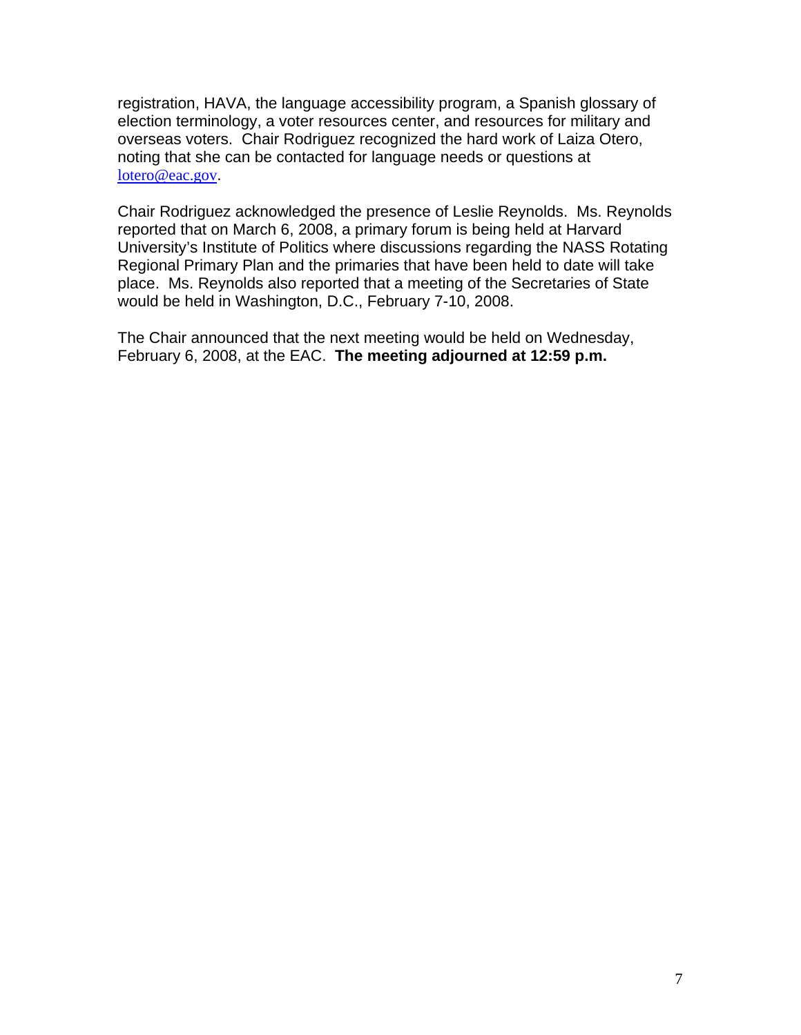registration, HAVA, the language accessibility program, a Spanish glossary of election terminology, a voter resources center, and resources for military and overseas voters. Chair Rodriguez recognized the hard work of Laiza Otero, noting that she can be contacted for language needs or questions at lotero@eac.gov.

Chair Rodriguez acknowledged the presence of Leslie Reynolds. Ms. Reynolds reported that on March 6, 2008, a primary forum is being held at Harvard University's Institute of Politics where discussions regarding the NASS Rotating Regional Primary Plan and the primaries that have been held to date will take place. Ms. Reynolds also reported that a meeting of the Secretaries of State would be held in Washington, D.C., February 7-10, 2008.

The Chair announced that the next meeting would be held on Wednesday, February 6, 2008, at the EAC. **The meeting adjourned at 12:59 p.m.**